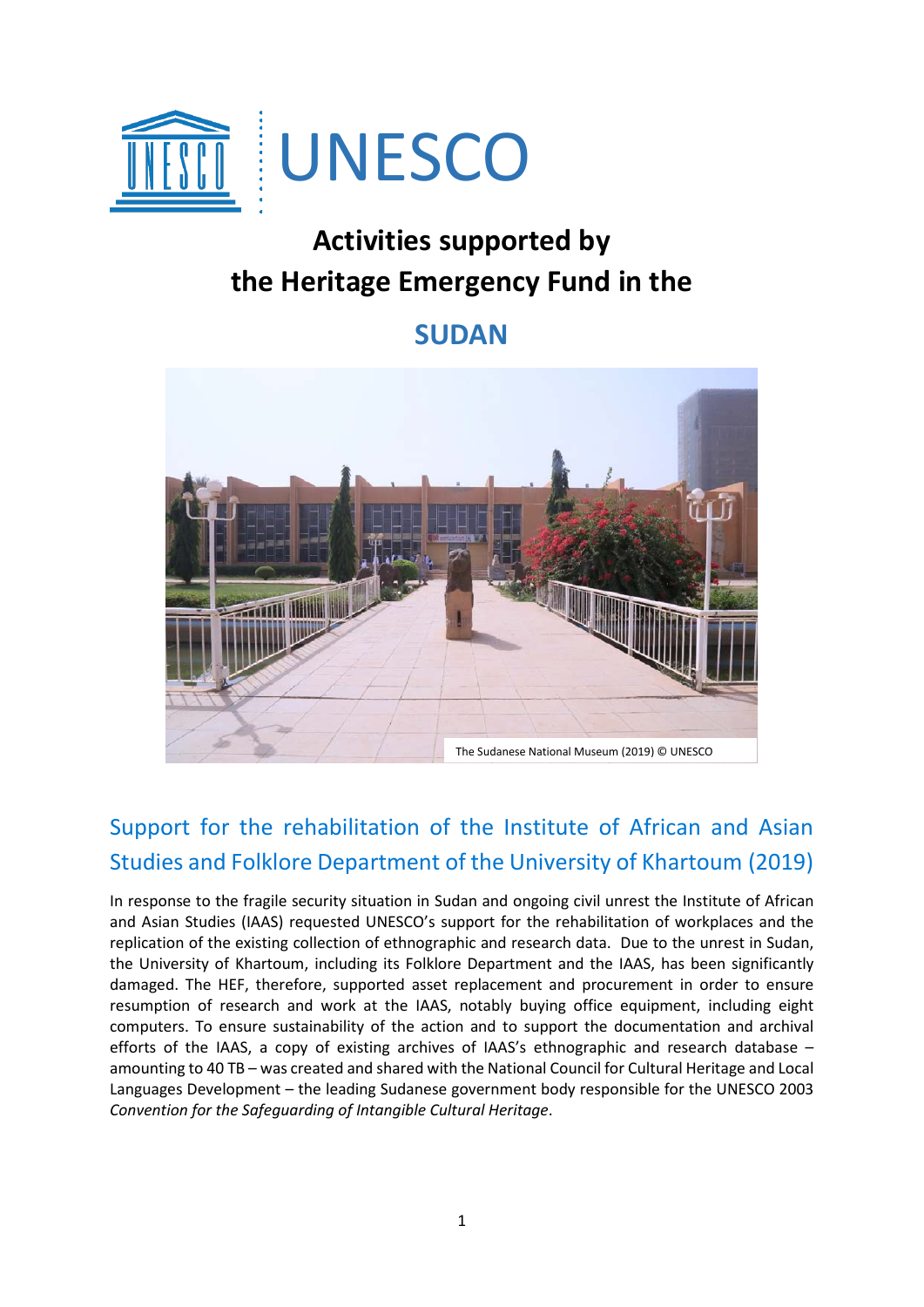UNESCO

# Activities supported by the Heritage Emergency Fund in the

# SUDAN

The Sudanese National Museum (2019) © UNESCO

## Support for the rehabilitation of the Institute of African and Asian Studies and Folklore Department of the University of Khartoum (2019)

In response to the fragile security situation in Sudan and ongoing civil unrest the Institute of African and Asian Studies (IAAS) requested UNESCO's support for the rehabilitation of workplaces and the replication of the existing collection of ethnographic and research data. Due to the unrest in Sudan, the University of Khartoum, including its Folklore Department and the IAAS, has been significantly damaged. The HEF, therefore, supported asset replacement and procurement in order to ensure resumption of research and work at the IAAS, notably buying office equipment, including eight computers. To ensure sustainability of the action and to support the documentation and archival efforts of the IAAS, a copy of existing archives of IAAS's ethnographic and research database – amounting to 40 TB – was created and shared with the National Council for Cultural Heritage and Local Languages Development – the leading Sudanese government body responsible for the UNESCO 2003 *Convention for the Safeguarding of Intangible Cultural Heritage*.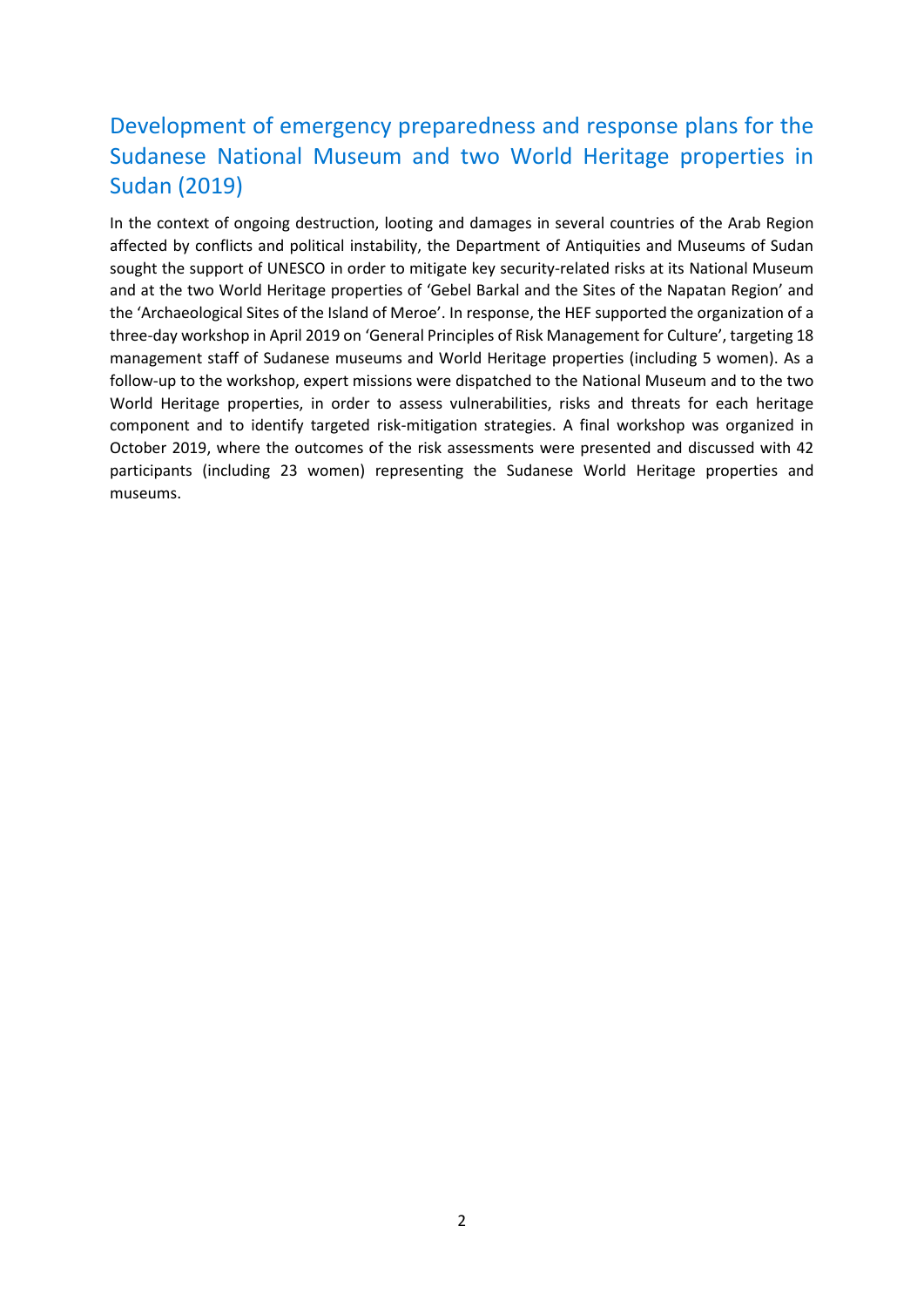## Development of emergency preparedness and response plans for the Sudanese National Museum and two World Heritage properties in Sudan (2019)

In the context of ongoing destruction, looting and damages in several countries of the Arab Region affected by conflicts and political instability, the Department of Antiquities and Museums of Sudan sought the support of UNESCO in order to mitigate key security-related risks at its National Museum and at the two World Heritage properties of 'Gebel Barkal and the Sites of the Napatan Region' and the 'Archaeological Sites of the Island of Meroe'. In response, the HEF supported the organization of a three-day workshop in April 2019 on 'General Principles of Risk Management for Culture', targeting 18 management staff of Sudanese museums and World Heritage properties (including 5 women). As a follow-up to the workshop, expert missions were dispatched to the National Museum and to the two World Heritage properties, in order to assess vulnerabilities, risks and threats for each heritage component and to identify targeted risk-mitigation strategies. A final workshop was organized in October 2019, where the outcomes of the risk assessments were presented and discussed with 42 participants (including 23 women) representing the Sudanese World Heritage properties and museums.